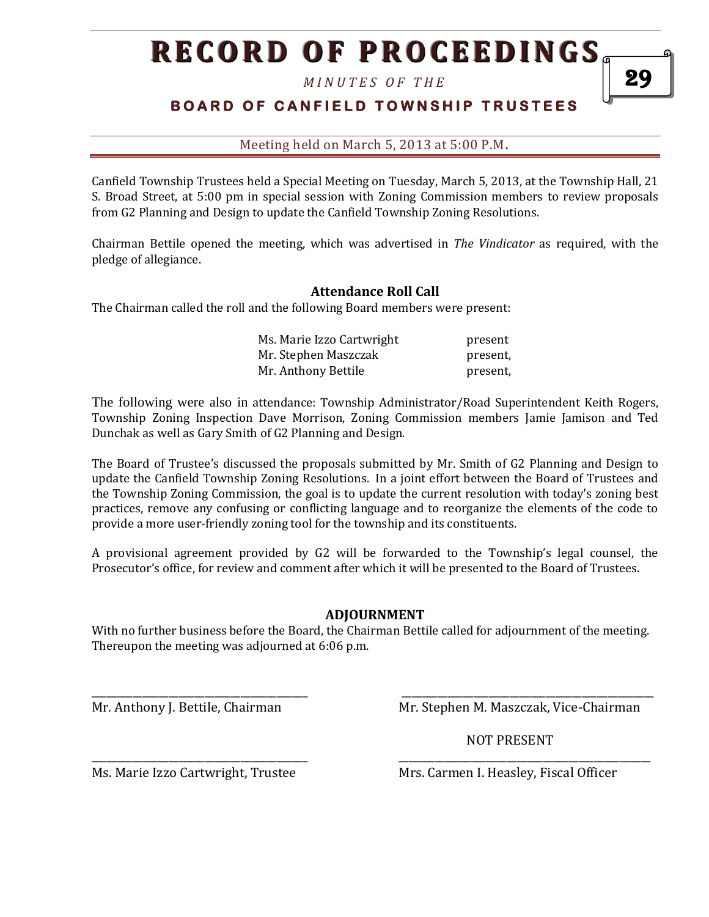# RECORD OF PROCEEDINGS

*MINUTES OF THE*

## BOARD OF CANFIELD TOWNSHIP TRUSTEES

Meeting held on March 5, 2013 at 5:00 P.M.

Canfield Township Trustees held a Special Meeting on Tuesday, March 5, 2013, at the Township Hall, 21 S. Broad Street, at 5:00 pm in special session with Zoning Commission members to review proposals from G2 Planning and Design to update the Canfield Township Zoning Resolutions.

Chairman Bettile opened the meeting, which was advertised in *The Vindicator* as required, with the pledge of allegiance.

### Attendance Roll Call

The Chairman called the roll and the following Board members were present:

| | |
|---|---|
| Ms. Marie Izzo Cartwright | present |
| Mr. Stephen Maszczak | present, |
| Mr. Anthony Bettile | present, |

The following were also in attendance: Township Administrator/Road Superintendent Keith Rogers, Township Zoning Inspection Dave Morrison, Zoning Commission members Jamie Jamison and Ted Dunchak as well as Gary Smith of G2 Planning and Design.

The Board of Trustee's discussed the proposals submitted by Mr. Smith of G2 Planning and Design to update the Canfield Township Zoning Resolutions. In a joint effort between the Board of Trustees and the Township Zoning Commission, the goal is to update the current resolution with today's zoning best practices, remove any confusing or conflicting language and to reorganize the elements of the code to provide a more user-friendly zoning tool for the township and its constituents.

A provisional agreement provided by G2 will be forwarded to the Township's legal counsel, the Prosecutor's office, for review and comment after which it will be presented to the Board of Trustees.

### ADJOURNMENT

With no further business before the Board, the Chairman Bettile called for adjournment of the meeting. Thereupon the meeting was adjourned at 6:06 p.m.

_______________________________________
Mr. Anthony J. Bettile, Chairman

_______________________________________
Mr. Stephen M. Maszczak, Vice-Chairman

_______________________________________
Ms. Marie Izzo Cartwright, Trustee

NOT PRESENT
_______________________________________
Mrs. Carmen I. Heasley, Fiscal Officer